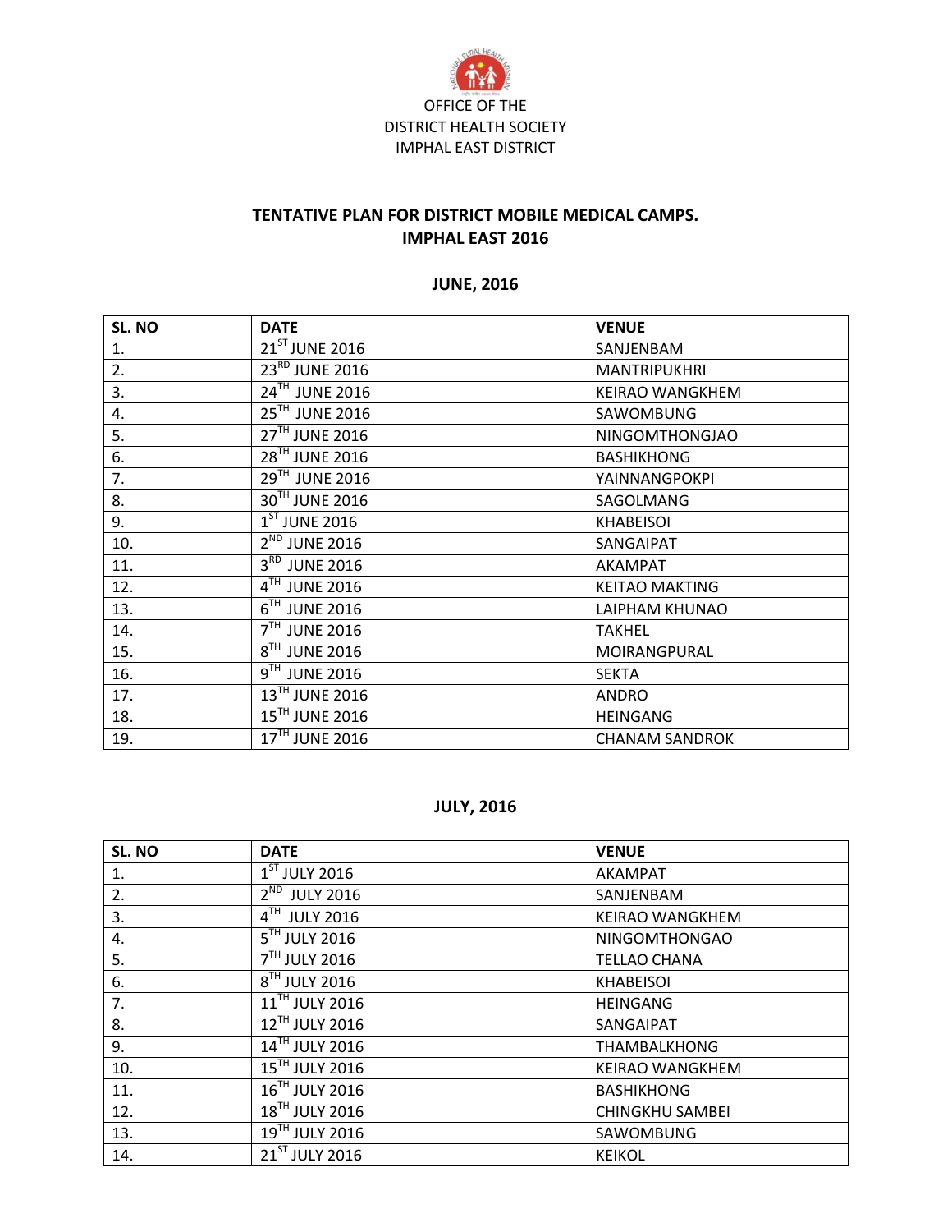OFFICE OF THE
DISTRICT HEALTH SOCIETY
IMPHAL EAST DISTRICT

## TENTATIVE PLAN FOR DISTRICT MOBILE MEDICAL CAMPS.
## IMPHAL EAST 2016

### JUNE, 2016

| SL. NO | DATE | VENUE |
|---|---|---|
| 1. | 21ST JUNE 2016 | SANJENBAM |
| 2. | 23RD JUNE 2016 | MANTRIPUKHRI |
| 3. | 24TH JUNE 2016 | KEIRAO WANGKHEM |
| 4. | 25TH JUNE 2016 | SAWOMBUNG |
| 5. | 27TH JUNE 2016 | NINGOMTHONGJAO |
| 6. | 28TH JUNE 2016 | BASHIKHONG |
| 7. | 29TH JUNE 2016 | YAINNANGPOKPI |
| 8. | 30TH JUNE 2016 | SAGOLMANG |
| 9. | 1ST JUNE 2016 | KHABEISOI |
| 10. | 2ND JUNE 2016 | SANGAIPAT |
| 11. | 3RD JUNE 2016 | AKAMPAT |
| 12. | 4TH JUNE 2016 | KEITAO MAKTING |
| 13. | 6TH JUNE 2016 | LAIPHAM KHUNAO |
| 14. | 7TH JUNE 2016 | TAKHEL |
| 15. | 8TH JUNE 2016 | MOIRANGPURAL |
| 16. | 9TH JUNE 2016 | SEKTA |
| 17. | 13TH JUNE 2016 | ANDRO |
| 18. | 15TH JUNE 2016 | HEINGANG |
| 19. | 17TH JUNE 2016 | CHANAM SANDROK |

### JULY, 2016

| SL. NO | DATE | VENUE |
|---|---|---|
| 1. | 1ST JULY 2016 | AKAMPAT |
| 2. | 2ND JULY 2016 | SANJENBAM |
| 3. | 4TH JULY 2016 | KEIRAO WANGKHEM |
| 4. | 5TH JULY 2016 | NINGOMTHONGAO |
| 5. | 7TH JULY 2016 | TELLAO CHANA |
| 6. | 8TH JULY 2016 | KHABEISOI |
| 7. | 11TH JULY 2016 | HEINGANG |
| 8. | 12TH JULY 2016 | SANGAIPAT |
| 9. | 14TH JULY 2016 | THAMBALKHONG |
| 10. | 15TH JULY 2016 | KEIRAO WANGKHEM |
| 11. | 16TH JULY 2016 | BASHIKHONG |
| 12. | 18TH JULY 2016 | CHINGKHU SAMBEI |
| 13. | 19TH JULY 2016 | SAWOMBUNG |
| 14. | 21ST JULY 2016 | KEIKOL |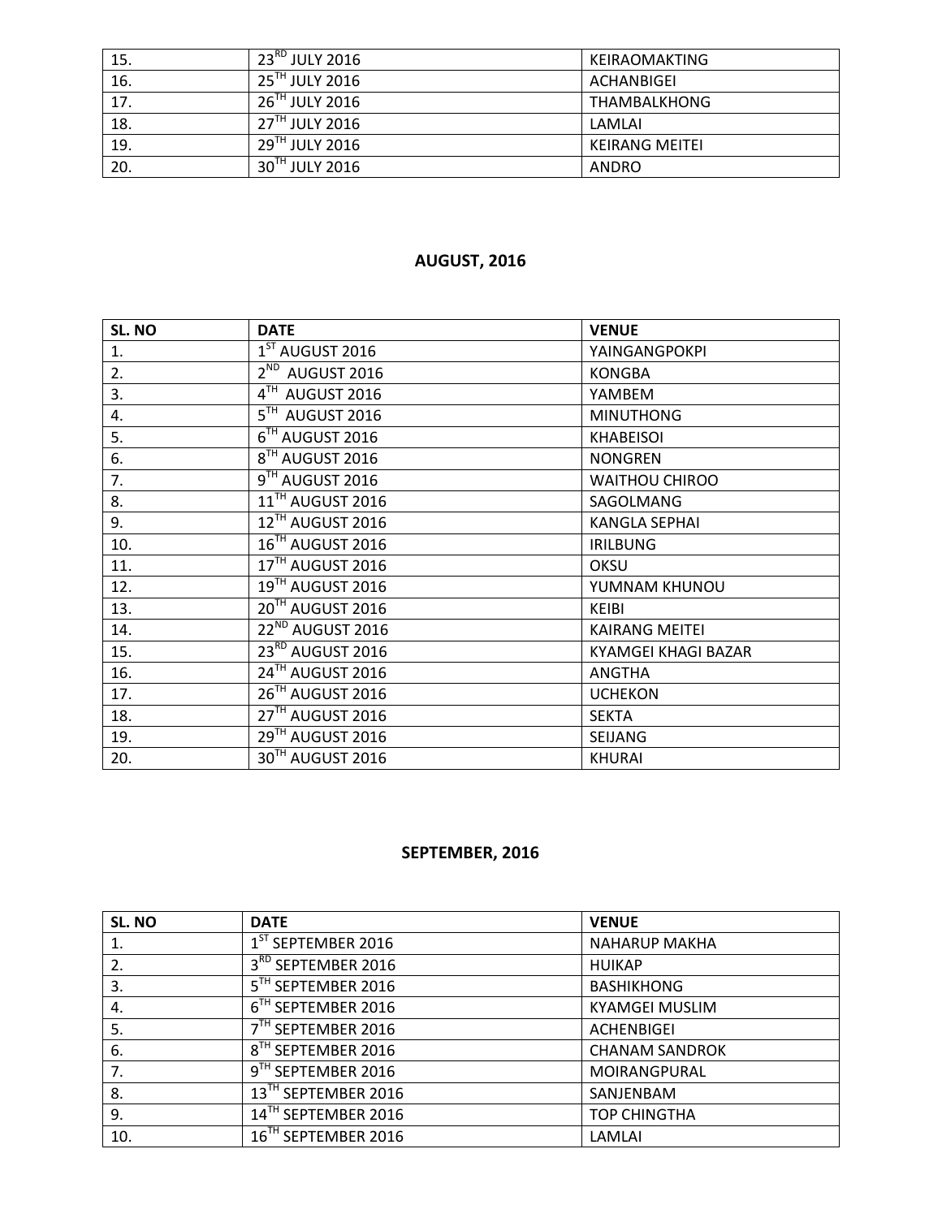| | | |
|---|---|---|
| 15. | 23RD JULY 2016 | KEIRAOMAKTING |
| 16. | 25TH JULY 2016 | ACHANBIGEI |
| 17. | 26TH JULY 2016 | THAMBALKHONG |
| 18. | 27TH JULY 2016 | LAMLAI |
| 19. | 29TH JULY 2016 | KEIRANG MEITEI |
| 20. | 30TH JULY 2016 | ANDRO |

## AUGUST, 2016

| SL. NO | DATE | VENUE |
|---|---|---|
| 1. | 1ST AUGUST 2016 | YAINGANGPOKPI |
| 2. | 2ND AUGUST 2016 | KONGBA |
| 3. | 4TH AUGUST 2016 | YAMBEM |
| 4. | 5TH AUGUST 2016 | MINUTHONG |
| 5. | 6TH AUGUST 2016 | KHABEISOI |
| 6. | 8TH AUGUST 2016 | NONGREN |
| 7. | 9TH AUGUST 2016 | WAITHOU CHIROO |
| 8. | 11TH AUGUST 2016 | SAGOLMANG |
| 9. | 12TH AUGUST 2016 | KANGLA SEPHAI |
| 10. | 16TH AUGUST 2016 | IRILBUNG |
| 11. | 17TH AUGUST 2016 | OKSU |
| 12. | 19TH AUGUST 2016 | YUMNAM KHUNOU |
| 13. | 20TH AUGUST 2016 | KEIBI |
| 14. | 22ND AUGUST 2016 | KAIRANG MEITEI |
| 15. | 23RD AUGUST 2016 | KYAMGEI KHAGI BAZAR |
| 16. | 24TH AUGUST 2016 | ANGTHA |
| 17. | 26TH AUGUST 2016 | UCHEKON |
| 18. | 27TH AUGUST 2016 | SEKTA |
| 19. | 29TH AUGUST 2016 | SEIJANG |
| 20. | 30TH AUGUST 2016 | KHURAI |

## SEPTEMBER, 2016

| SL. NO | DATE | VENUE |
|---|---|---|
| 1. | 1ST SEPTEMBER 2016 | NAHARUP MAKHA |
| 2. | 3RD SEPTEMBER 2016 | HUIKAP |
| 3. | 5TH SEPTEMBER 2016 | BASHIKHONG |
| 4. | 6TH SEPTEMBER 2016 | KYAMGEI MUSLIM |
| 5. | 7TH SEPTEMBER 2016 | ACHENBIGEI |
| 6. | 8TH SEPTEMBER 2016 | CHANAM SANDROK |
| 7. | 9TH SEPTEMBER 2016 | MOIRANGPURAL |
| 8. | 13TH SEPTEMBER 2016 | SANJENBAM |
| 9. | 14TH SEPTEMBER 2016 | TOP CHINGTHA |
| 10. | 16TH SEPTEMBER 2016 | LAMLAI |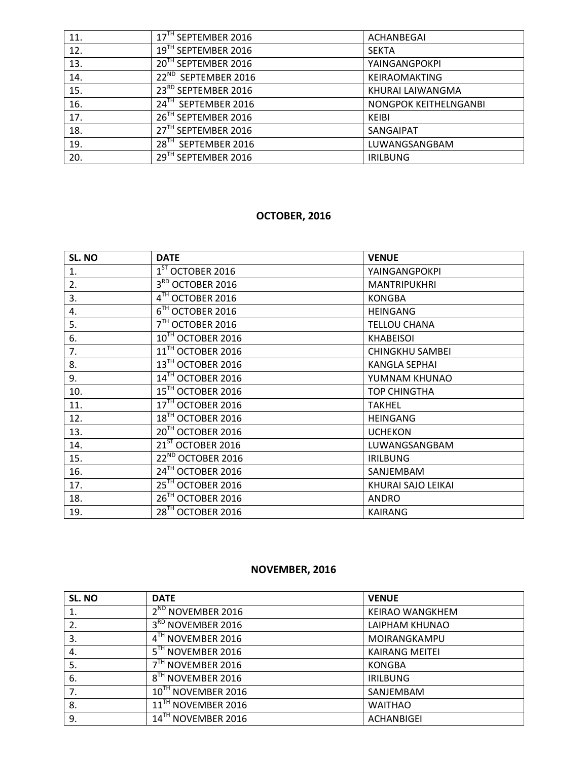| | | |
|---|---|---|
| 11. | 17TH SEPTEMBER 2016 | ACHANBEGAI |
| 12. | 19TH SEPTEMBER 2016 | SEKTA |
| 13. | 20TH SEPTEMBER 2016 | YAINGANGPOKPI |
| 14. | 22ND SEPTEMBER 2016 | KEIRAOMAKTING |
| 15. | 23RD SEPTEMBER 2016 | KHURAI LAIWANGMA |
| 16. | 24TH SEPTEMBER 2016 | NONGPOK KEITHELNGANBI |
| 17. | 26TH SEPTEMBER 2016 | KEIBI |
| 18. | 27TH SEPTEMBER 2016 | SANGAIPAT |
| 19. | 28TH SEPTEMBER 2016 | LUWANGSANGBAM |
| 20. | 29TH SEPTEMBER 2016 | IRILBUNG |

## OCTOBER, 2016

| SL. NO | DATE | VENUE |
|---|---|---|
| 1. | 1ST OCTOBER 2016 | YAINGANGPOKPI |
| 2. | 3RD OCTOBER 2016 | MANTRIPUKHRI |
| 3. | 4TH OCTOBER 2016 | KONGBA |
| 4. | 6TH OCTOBER 2016 | HEINGANG |
| 5. | 7TH OCTOBER 2016 | TELLOU CHANA |
| 6. | 10TH OCTOBER 2016 | KHABEISOI |
| 7. | 11TH OCTOBER 2016 | CHINGKHU SAMBEI |
| 8. | 13TH OCTOBER 2016 | KANGLA SEPHAI |
| 9. | 14TH OCTOBER 2016 | YUMNAM KHUNAO |
| 10. | 15TH OCTOBER 2016 | TOP CHINGTHA |
| 11. | 17TH OCTOBER 2016 | TAKHEL |
| 12. | 18TH OCTOBER 2016 | HEINGANG |
| 13. | 20TH OCTOBER 2016 | UCHEKON |
| 14. | 21ST OCTOBER 2016 | LUWANGSANGBAM |
| 15. | 22ND OCTOBER 2016 | IRILBUNG |
| 16. | 24TH OCTOBER 2016 | SANJEMBAM |
| 17. | 25TH OCTOBER 2016 | KHURAI SAJO LEIKAI |
| 18. | 26TH OCTOBER 2016 | ANDRO |
| 19. | 28TH OCTOBER 2016 | KAIRANG |

## NOVEMBER, 2016

| SL. NO | DATE | VENUE |
|---|---|---|
| 1. | 2ND NOVEMBER 2016 | KEIRAO WANGKHEM |
| 2. | 3RD NOVEMBER 2016 | LAIPHAM KHUNAO |
| 3. | 4TH NOVEMBER 2016 | MOIRANGKAMPU |
| 4. | 5TH NOVEMBER 2016 | KAIRANG MEITEI |
| 5. | 7TH NOVEMBER 2016 | KONGBA |
| 6. | 8TH NOVEMBER 2016 | IRILBUNG |
| 7. | 10TH NOVEMBER 2016 | SANJEMBAM |
| 8. | 11TH NOVEMBER 2016 | WAITHAO |
| 9. | 14TH NOVEMBER 2016 | ACHANBIGEI |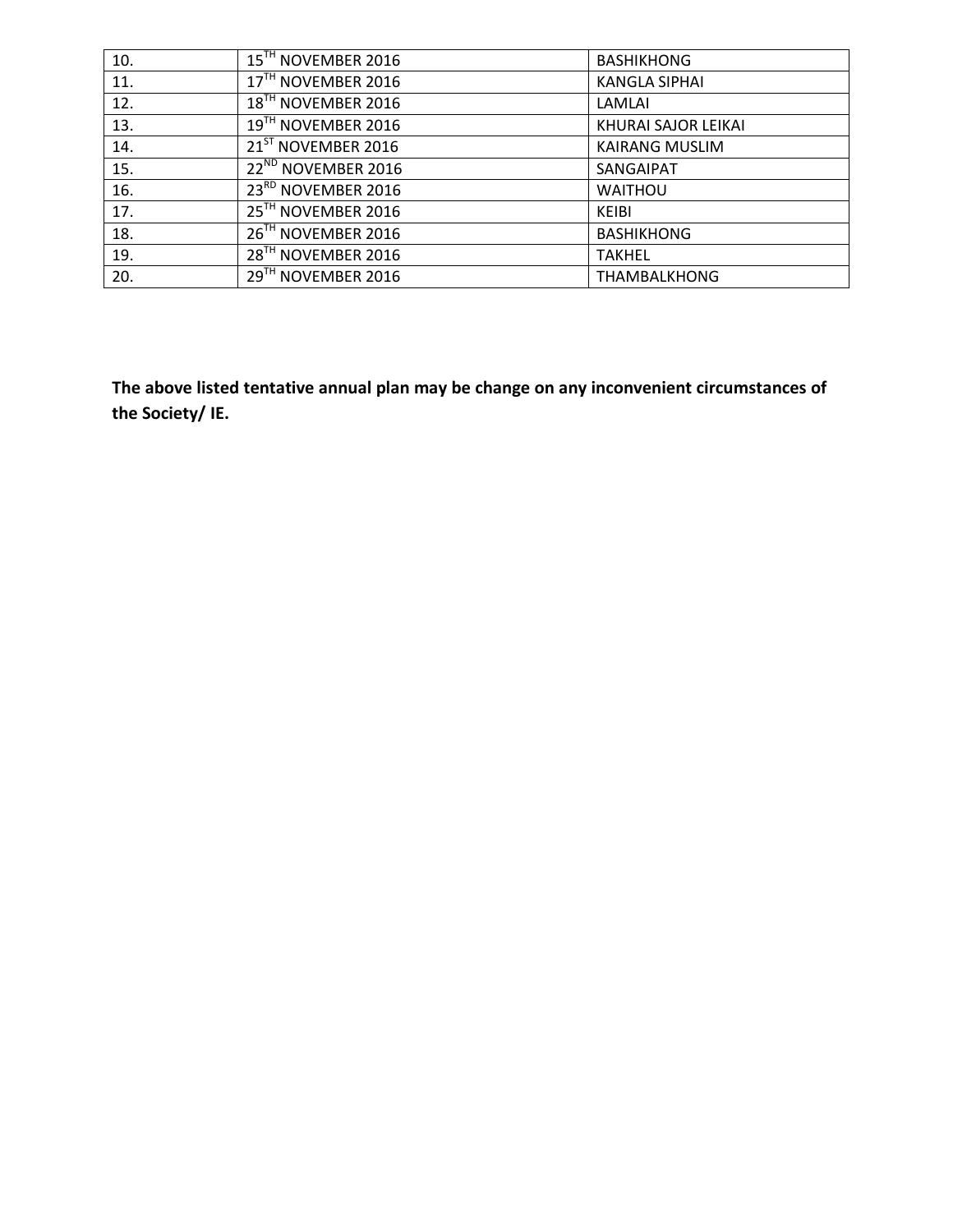| | | |
|---|---|---|
| 10. | 15TH NOVEMBER 2016 | BASHIKHONG |
| 11. | 17TH NOVEMBER 2016 | KANGLA SIPHAI |
| 12. | 18TH NOVEMBER 2016 | LAMLAI |
| 13. | 19TH NOVEMBER 2016 | KHURAI SAJOR LEIKAI |
| 14. | 21ST NOVEMBER 2016 | KAIRANG MUSLIM |
| 15. | 22ND NOVEMBER 2016 | SANGAIPAT |
| 16. | 23RD NOVEMBER 2016 | WAITHOU |
| 17. | 25TH NOVEMBER 2016 | KEIBI |
| 18. | 26TH NOVEMBER 2016 | BASHIKHONG |
| 19. | 28TH NOVEMBER 2016 | TAKHEL |
| 20. | 29TH NOVEMBER 2016 | THAMBALKHONG |

**The above listed tentative annual plan may be change on any inconvenient circumstances of the Society/ IE.**